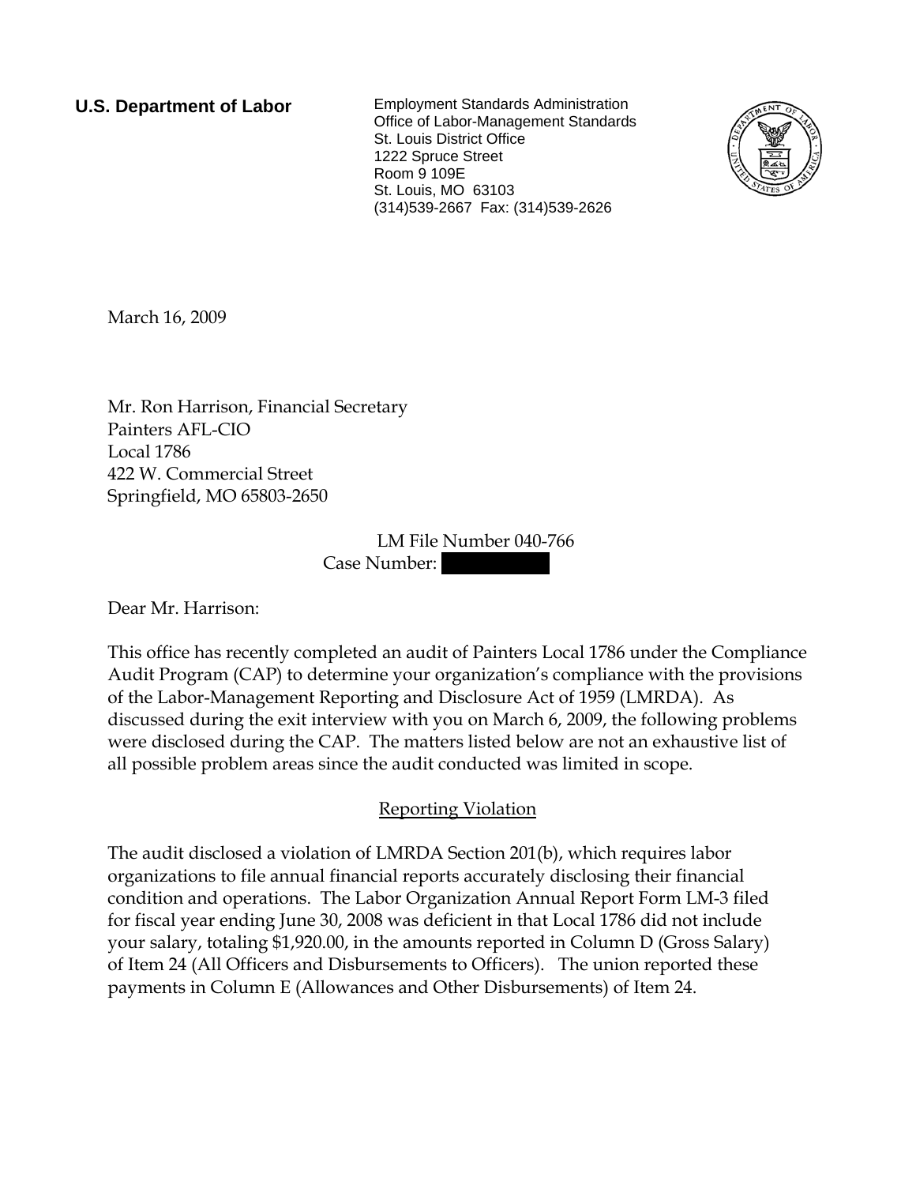**U.S. Department of Labor**

Employment Standards Administration
Office of Labor-Management Standards
St. Louis District Office
1222 Spruce Street
Room 9 109E
St. Louis, MO 63103
(314)539-2667 Fax: (314)539-2626

March 16, 2009

Mr. Ron Harrison, Financial Secretary
Painters AFL-CIO
Local 1786
422 W. Commercial Street
Springfield, MO 65803-2650

LM File Number 040-766
Case Number: 

Dear Mr. Harrison:

This office has recently completed an audit of Painters Local 1786 under the Compliance Audit Program (CAP) to determine your organization's compliance with the provisions of the Labor-Management Reporting and Disclosure Act of 1959 (LMRDA). As discussed during the exit interview with you on March 6, 2009, the following problems were disclosed during the CAP. The matters listed below are not an exhaustive list of all possible problem areas since the audit conducted was limited in scope.

## Reporting Violation

The audit disclosed a violation of LMRDA Section 201(b), which requires labor organizations to file annual financial reports accurately disclosing their financial condition and operations. The Labor Organization Annual Report Form LM-3 filed for fiscal year ending June 30, 2008 was deficient in that Local 1786 did not include your salary, totaling $1,920.00, in the amounts reported in Column D (Gross Salary) of Item 24 (All Officers and Disbursements to Officers). The union reported these payments in Column E (Allowances and Other Disbursements) of Item 24.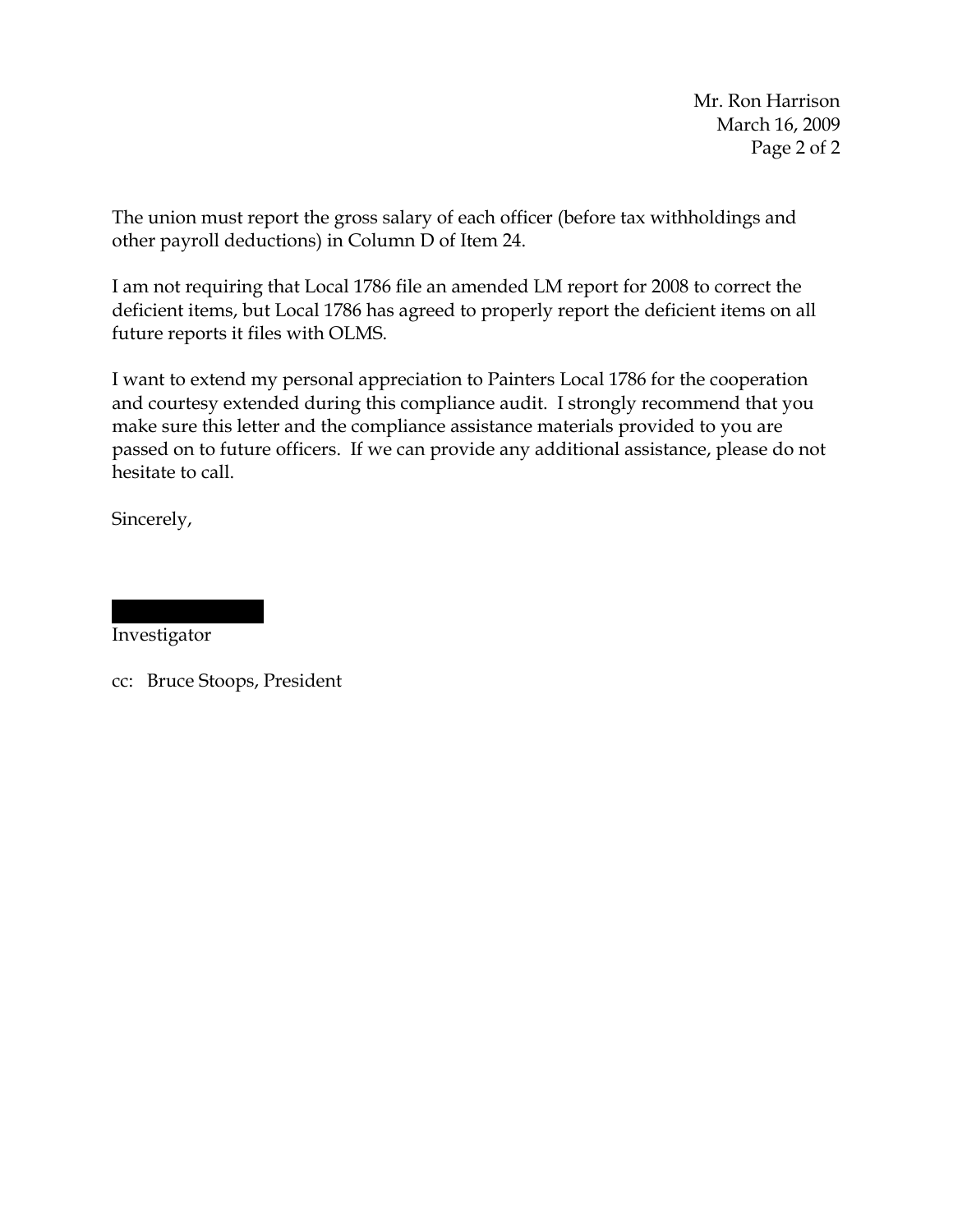Mr. Ron Harrison
March 16, 2009

The union must report the gross salary of each officer (before tax withholdings and other payroll deductions) in Column D of Item 24.

I am not requiring that Local 1786 file an amended LM report for 2008 to correct the deficient items, but Local 1786 has agreed to properly report the deficient items on all future reports it files with OLMS.

I want to extend my personal appreciation to Painters Local 1786 for the cooperation and courtesy extended during this compliance audit. I strongly recommend that you make sure this letter and the compliance assistance materials provided to you are passed on to future officers. If we can provide any additional assistance, please do not hesitate to call.

Sincerely,

Investigator

cc: Bruce Stoops, President